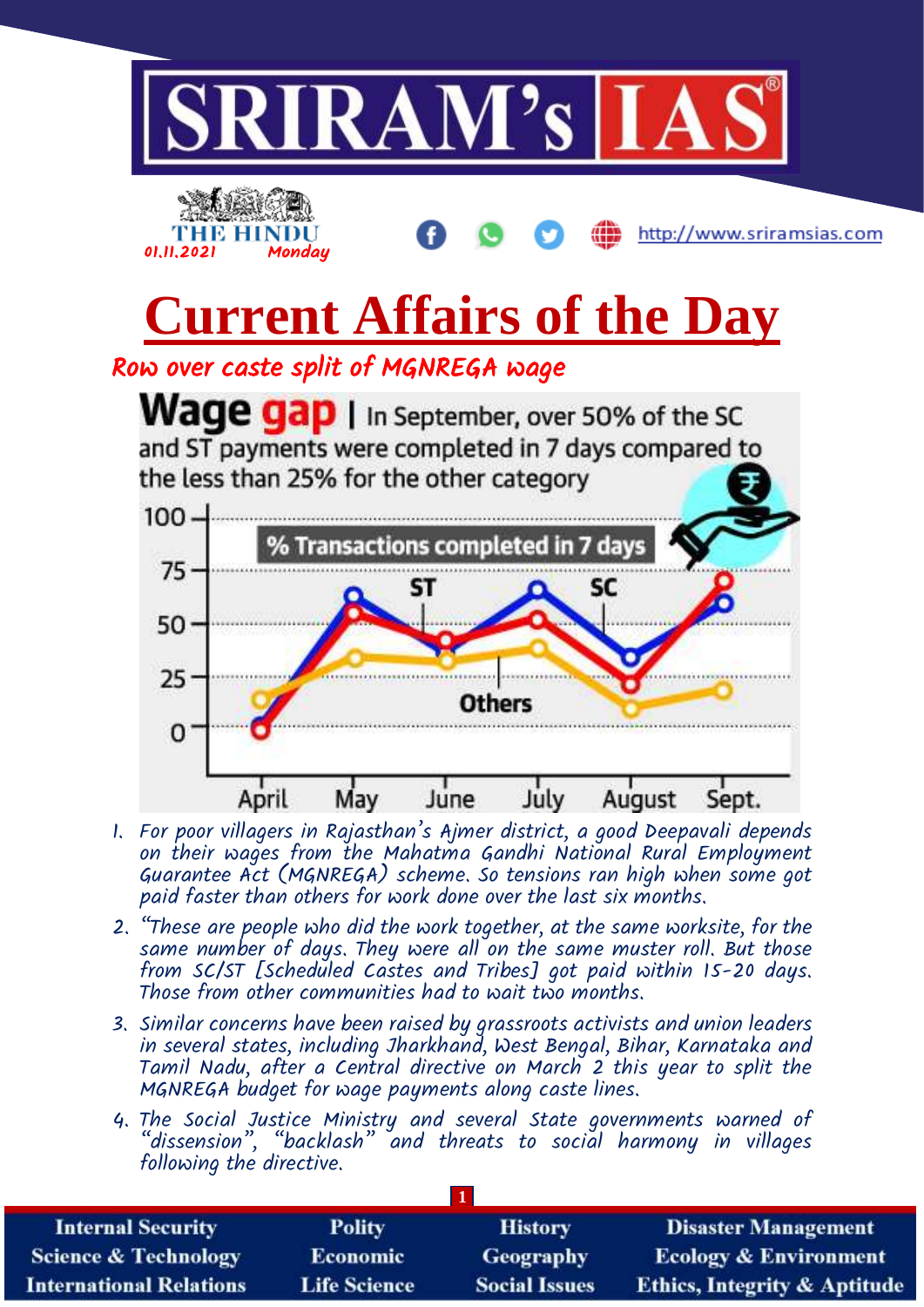THE HINDU
01.11.2021 Monday

# Current Affairs of the Day

## Row over caste split of MGNREGA wage

**Wage gap** | In September, over 50% of the SC and ST payments were completed in 7 days compared to the less than 25% for the other category

% Transactions completed in 7 days

1. For poor villagers in Rajasthan's Ajmer district, a good Deepavali depends on their wages from the Mahatma Gandhi National Rural Employment Guarantee Act (MGNREGA) scheme. So tensions ran high when some got paid faster than others for work done over the last six months.
2. "These are people who did the work together, at the same worksite, for the same number of days. They were all on the same muster roll. But those from SC/ST [Scheduled Castes and Tribes] got paid within 15-20 days. Those from other communities had to wait two months.
3. Similar concerns have been raised by grassroots activists and union leaders in several states, including Jharkhand, West Bengal, Bihar, Karnataka and Tamil Nadu, after a Central directive on March 2 this year to split the MGNREGA budget for wage payments along caste lines.
4. The Social Justice Ministry and several State governments warned of "dissension", "backlash" and threats to social harmony in villages following the directive.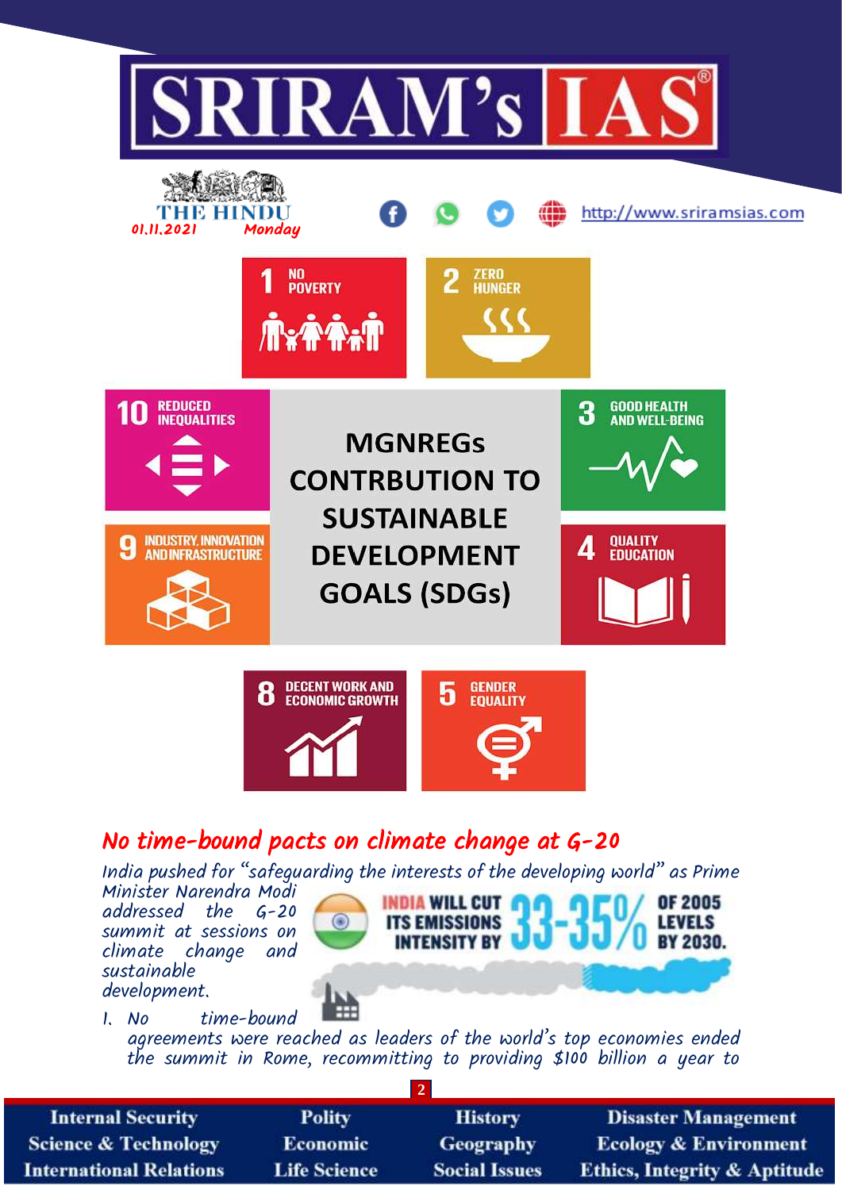# SRIRAM's IAS

THE HINDU
01.11.2021 Monday

http://www.sriramsias.com

1 NO POVERTY

2 ZERO HUNGER

10 REDUCED INEQUALITIES

MGNREGs CONTRBUTION TO SUSTAINABLE DEVELOPMENT GOALS (SDGs)

3 GOOD HEALTH AND WELL-BEING

9 INDUSTRY, INNOVATION AND INFRASTRUCTURE

4 QUALITY EDUCATION

8 DECENT WORK AND ECONOMIC GROWTH

5 GENDER EQUALITY

## No time-bound pacts on climate change at G-20

*India pushed for "safeguarding the interests of the developing world" as Prime Minister Narendra Modi addressed the G-20 summit at sessions on climate change and sustainable development.*

INDIA WILL CUT ITS EMISSIONS INTENSITY BY 33-35% OF 2005 LEVELS BY 2030.

1. No time-bound agreements were reached as leaders of the world's top economies ended the summit in Rome, recommitting to providing $100 billion a year to

Internal Security | Polity | History | Disaster Management
Science & Technology | Economic | Geography | Ecology & Environment
International Relations | Life Science | Social Issues | Ethics, Integrity & Aptitude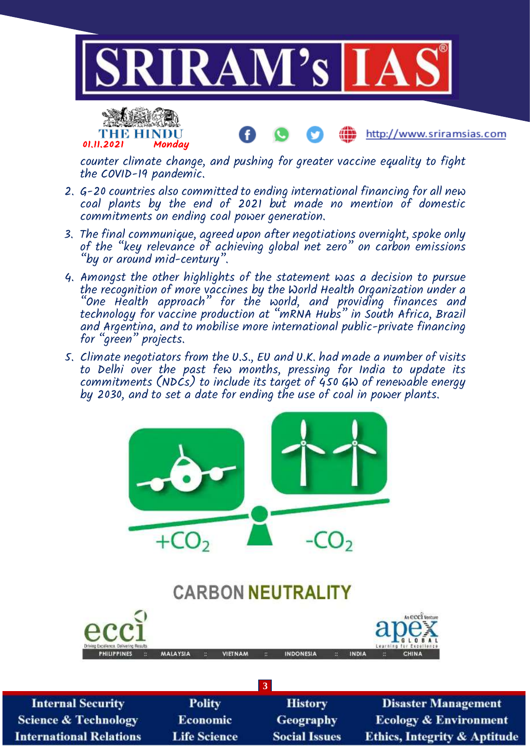counter climate change, and pushing for greater vaccine equality to fight the COVID-19 pandemic.

2. G-20 countries also committed to ending international financing for all new coal plants by the end of 2021 but made no mention of domestic commitments on ending coal power generation.
3. The final communique, agreed upon after negotiations overnight, spoke only of the "key relevance of achieving global net zero" on carbon emissions "by or around mid-century".
4. Amongst the other highlights of the statement was a decision to pursue the recognition of more vaccines by the World Health Organization under a "One Health approach" for the world, and providing finances and technology for vaccine production at "mRNA Hubs" in South Africa, Brazil and Argentina, and to mobilise more international public-private financing for "green" projects.
5. Climate negotiators from the U.S., EU and U.K. had made a number of visits to Delhi over the past few months, pressing for India to update its commitments (NDCs) to include its target of 450 GW of renewable energy by 2030, and to set a date for ending the use of coal in power plants.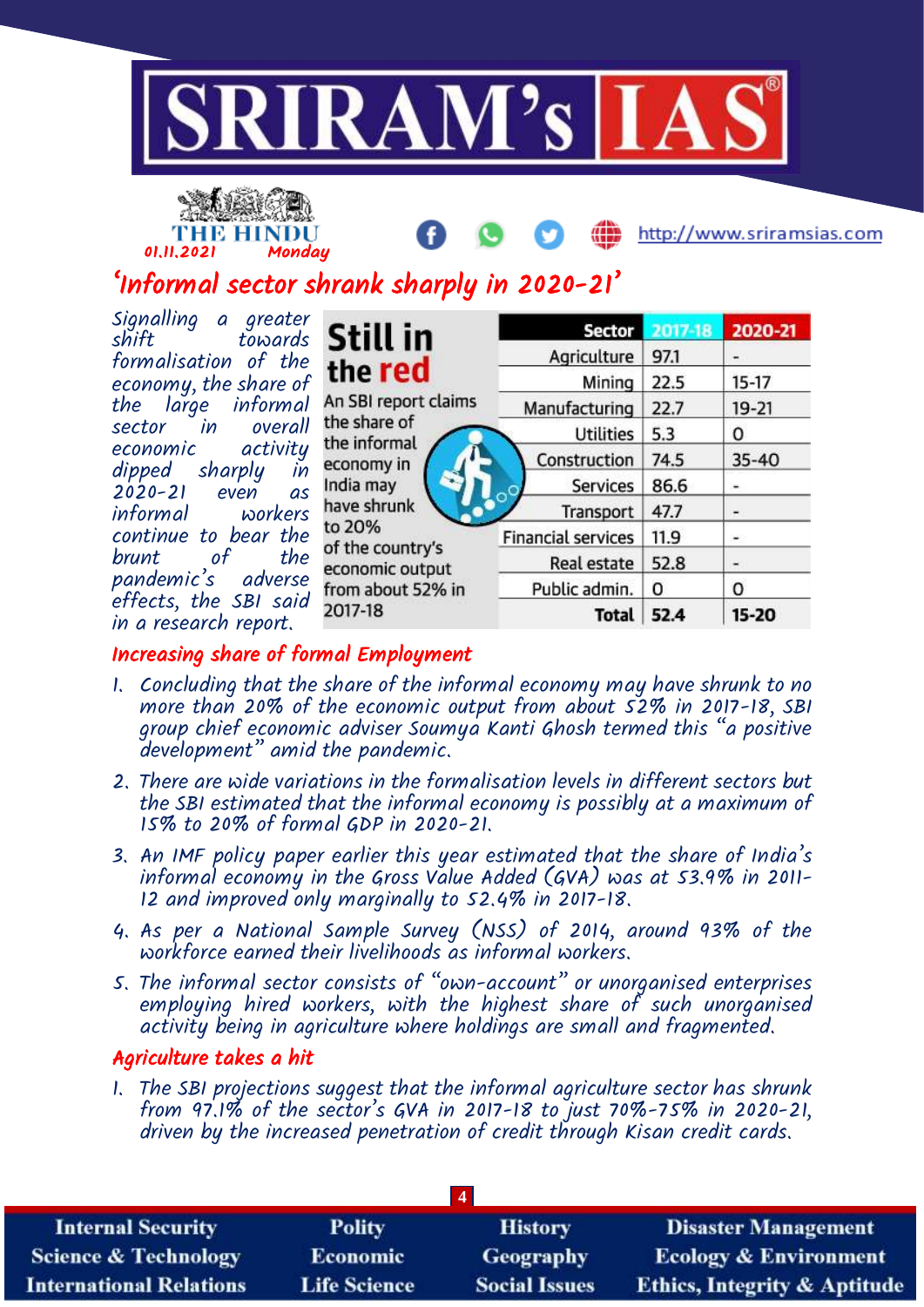THE HINDU 01.11.2021 Monday

# 'Informal sector shrank sharply in 2020-21'

Signalling a greater shift towards formalisation of the economy, the share of the large informal sector in overall economic activity dipped sharply in 2020-21 even as informal workers continue to bear the brunt of the pandemic's adverse effects, the SBI said in a research report.

**Still in the red**

An SBI report claims the share of the informal economy in India may have shrunk to 20% of the country's economic output from about 52% in 2017-18

| Sector | 2017-18 | 2020-21 |
|---|---|---|
| Agriculture | 97.1 | - |
| Mining | 22.5 | 15-17 |
| Manufacturing | 22.7 | 19-21 |
| Utilities | 5.3 | 0 |
| Construction | 74.5 | 35-40 |
| Services | 86.6 | - |
| Transport | 47.7 | - |
| Financial services | 11.9 | - |
| Real estate | 52.8 | - |
| Public admin. | 0 | 0 |
| Total | 52.4 | 15-20 |

## Increasing share of formal Employment

1. Concluding that the share of the informal economy may have shrunk to no more than 20% of the economic output from about 52% in 2017-18, SBI group chief economic adviser Soumya Kanti Ghosh termed this "a positive development" amid the pandemic.
2. There are wide variations in the formalisation levels in different sectors but the SBI estimated that the informal economy is possibly at a maximum of 15% to 20% of formal GDP in 2020-21.
3. An IMF policy paper earlier this year estimated that the share of India's informal economy in the Gross Value Added (GVA) was at 53.9% in 2011-12 and improved only marginally to 52.4% in 2017-18.
4. As per a National Sample Survey (NSS) of 2014, around 93% of the workforce earned their livelihoods as informal workers.
5. The informal sector consists of "own-account" or unorganised enterprises employing hired workers, with the highest share of such unorganised activity being in agriculture where holdings are small and fragmented.

## Agriculture takes a hit

1. The SBI projections suggest that the informal agriculture sector has shrunk from 97.1% of the sector's GVA in 2017-18 to just 70%-75% in 2020-21, driven by the increased penetration of credit through Kisan credit cards.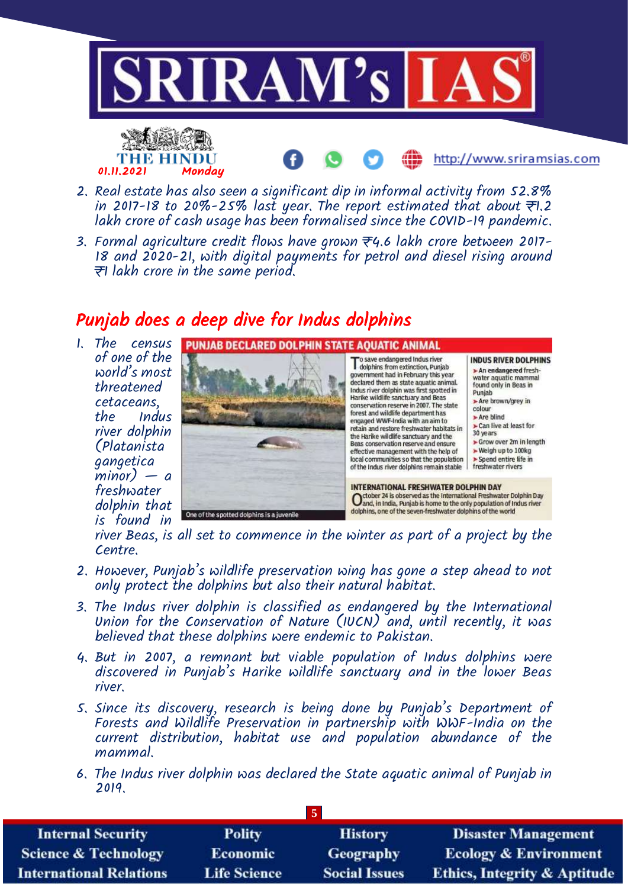2. Real estate has also seen a significant dip in informal activity from 52.8% in 2017-18 to 20%-25% last year. The report estimated that about ₹1.2 lakh crore of cash usage has been formalised since the COVID-19 pandemic.

3. Formal agriculture credit flows have grown ₹4.6 lakh crore between 2017-18 and 2020-21, with digital payments for petrol and diesel rising around ₹1 lakh crore in the same period.

## Punjab does a deep dive for Indus dolphins

**PUNJAB DECLARED DOLPHIN STATE AQUATIC ANIMAL**

To save endangered Indus river dolphins from extinction, Punjab government had in February this year declared them as state aquatic animal. Indus river dolphin was first spotted in Harike wildlife sanctuary and Beas conservation reserve in 2007. The state forest and wildlife department has engaged WWF-India with an aim to retain and restore freshwater habitats in the Harike wildlife sanctuary and the Beas conservation reserve and ensure effective management with the help of local communities so that the population of the Indus river dolphins remain stable

**INDUS RIVER DOLPHINS**

- An **endangered** fresh-water aquatic mammal found only in Beas in Punjab
- Are brown/grey in colour
- Are blind
- Can live at least for 30 years
- Grow over 2m in length
- Weigh up to 100kg
- Spend entire life in freshwater rivers

**INTERNATIONAL FRESHWATER DOLPHIN DAY**

October 24 is observed as the International Freshwater Dolphin Day and, in India, Punjab is home to the only population of Indus river dolphins, one of the seven-freshwater dolphins of the world

One of the spotted dolphins is a juvenile

1. The census of one of the world's most threatened cetaceans, the Indus river dolphin (Platanista gangetica minor) — a freshwater dolphin that is found in river Beas, is all set to commence in the winter as part of a project by the Centre.

2. However, Punjab's wildlife preservation wing has gone a step ahead to not only protect the dolphins but also their natural habitat.

3. The Indus river dolphin is classified as endangered by the International Union for the Conservation of Nature (IUCN) and, until recently, it was believed that these dolphins were endemic to Pakistan.

4. But in 2007, a remnant but viable population of Indus dolphins were discovered in Punjab's Harike wildlife sanctuary and in the lower Beas river.

5. Since its discovery, research is being done by Punjab's Department of Forests and Wildlife Preservation in partnership with WWF-India on the current distribution, habitat use and population abundance of the mammal.

6. The Indus river dolphin was declared the State aquatic animal of Punjab in 2019.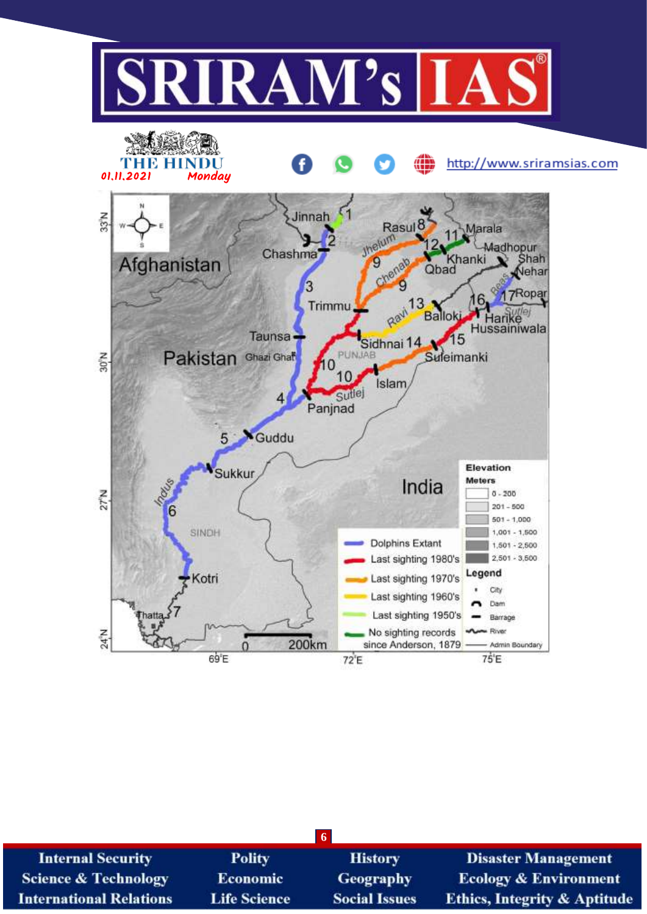**Legend (map):**

- Dolphins Extant
- Last sighting 1980's
- Last sighting 1970's
- Last sighting 1960's
- Last sighting 1950's
- No sighting records since Anderson, 1879

**Elevation (Meters):**

| Elevation (Meters) |
|---|
| 0 - 200 |
| 201 - 500 |
| 501 - 1,000 |
| 1,001 - 1,500 |
| 1,501 - 2,500 |
| 2,501 - 3,500 |

**Legend:** City, Dam, Barrage, River, Admin Boundary

Afghanistan, Pakistan, India, PUNJAB, SINDH

Barrages/Dams: Jinnah, Chashma, Taunsa, Ghazi Ghat, Trimmu, Panjnad, Guddu, Sukkur, Kotri, Thatta, Rasul, Marala, Qbad, Khanki, Madhopur, Shah Nehar, Ropar, Harike, Hussainiwala, Balloki, Sidhnai, Suleimanki, Islam

Rivers: Indus, Jhelum, Chenab, Ravi, Sutlej, Beas

Scale: 0 – 200km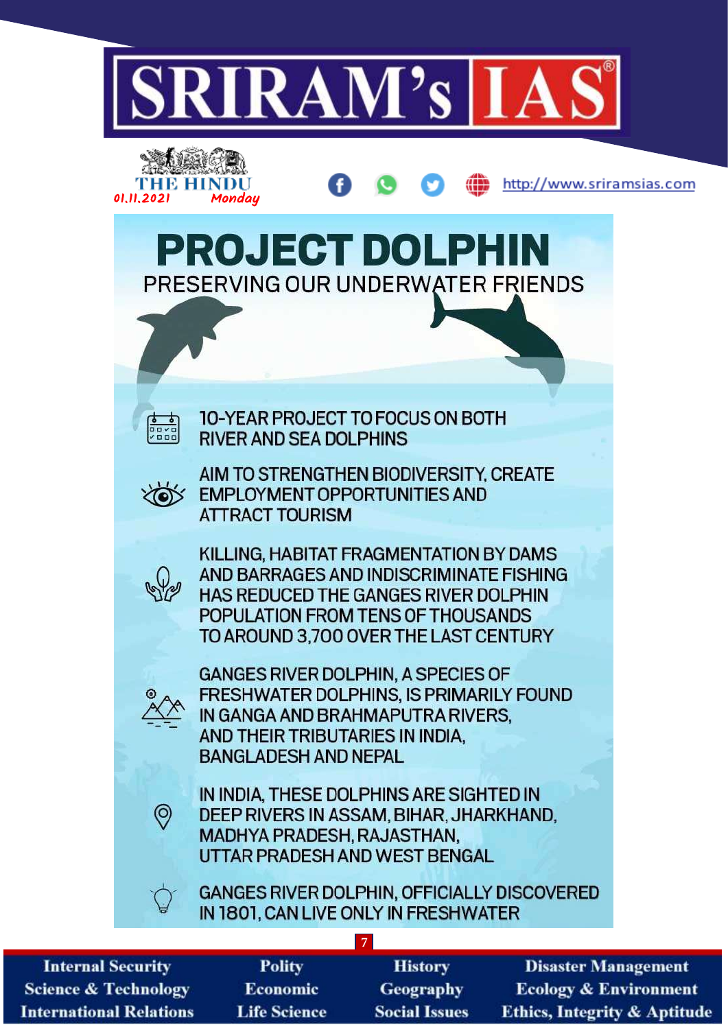THE HINDU 01.11.2021 Monday

# PROJECT DOLPHIN

## PRESERVING OUR UNDERWATER FRIENDS

- 10-YEAR PROJECT TO FOCUS ON BOTH RIVER AND SEA DOLPHINS
- AIM TO STRENGTHEN BIODIVERSITY, CREATE EMPLOYMENT OPPORTUNITIES AND ATTRACT TOURISM
- KILLING, HABITAT FRAGMENTATION BY DAMS AND BARRAGES AND INDISCRIMINATE FISHING HAS REDUCED THE GANGES RIVER DOLPHIN POPULATION FROM TENS OF THOUSANDS TO AROUND 3,700 OVER THE LAST CENTURY
- GANGES RIVER DOLPHIN, A SPECIES OF FRESHWATER DOLPHINS, IS PRIMARILY FOUND IN GANGA AND BRAHMAPUTRA RIVERS, AND THEIR TRIBUTARIES IN INDIA, BANGLADESH AND NEPAL
- IN INDIA, THESE DOLPHINS ARE SIGHTED IN DEEP RIVERS IN ASSAM, BIHAR, JHARKHAND, MADHYA PRADESH, RAJASTHAN, UTTAR PRADESH AND WEST BENGAL
- GANGES RIVER DOLPHIN, OFFICIALLY DISCOVERED IN 1801, CAN LIVE ONLY IN FRESHWATER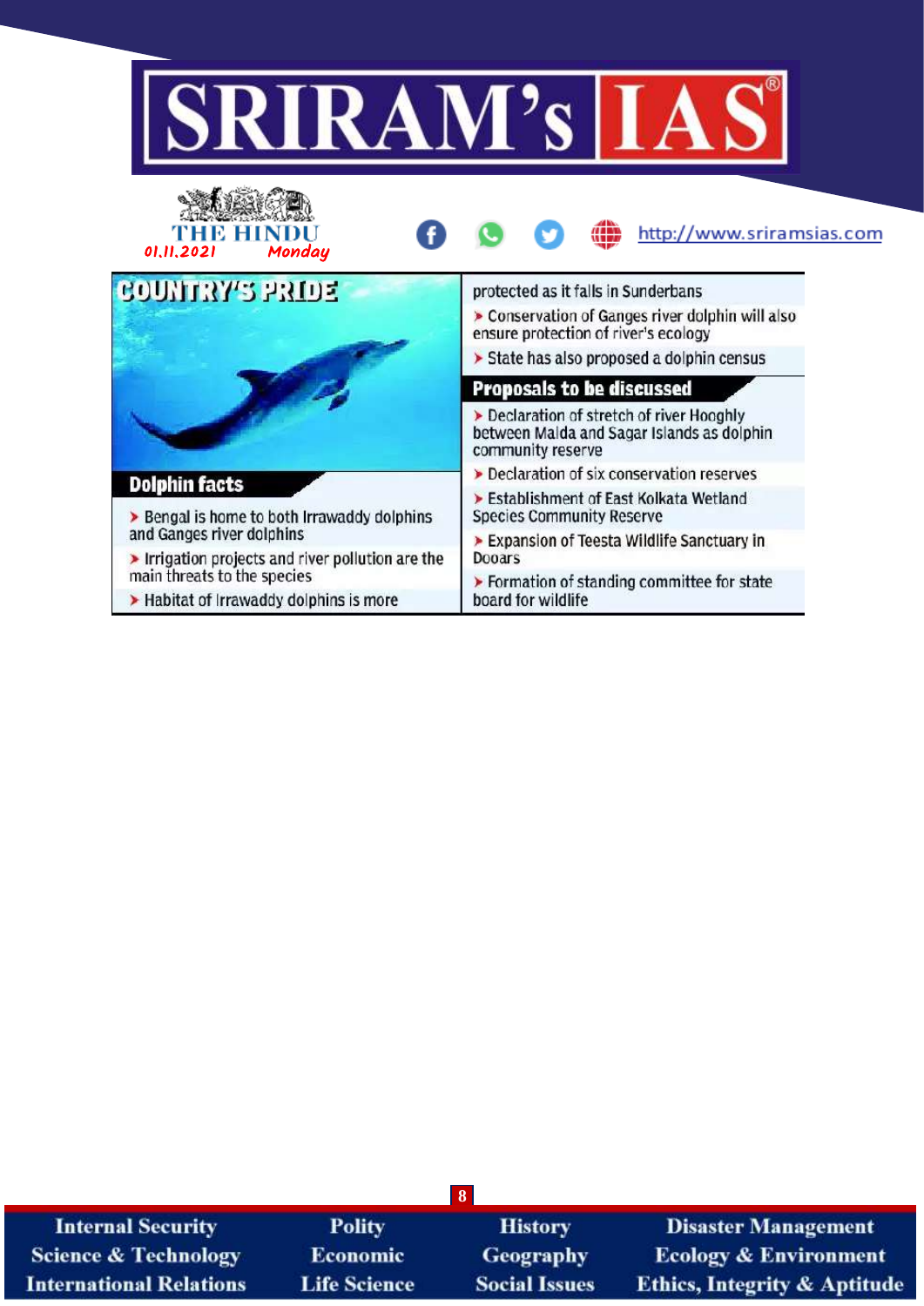## COUNTRY'S PRIDE

### Dolphin facts

- Bengal is home to both Irrawaddy dolphins and Ganges river dolphins
- Irrigation projects and river pollution are the main threats to the species
- Habitat of Irrawaddy dolphins is more protected as it falls in Sunderbans
- Conservation of Ganges river dolphin will also ensure protection of river's ecology
- State has also proposed a dolphin census

### Proposals to be discussed

- Declaration of stretch of river Hooghly between Malda and Sagar Islands as dolphin community reserve
- Declaration of six conservation reserves
- Establishment of East Kolkata Wetland Species Community Reserve
- Expansion of Teesta Wildlife Sanctuary in Dooars
- Formation of standing committee for state board for wildlife